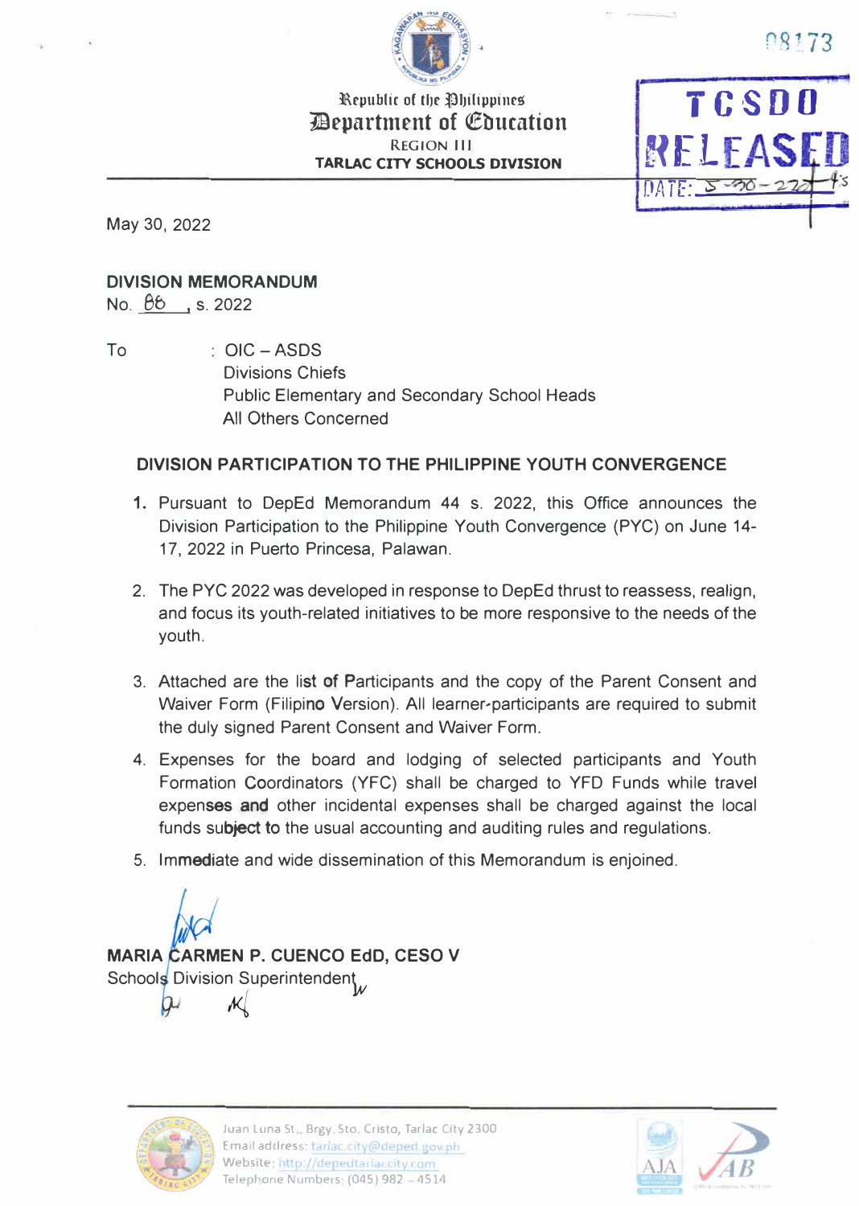Republic of the Philippines
Department of Education
REGION III
TARLAC CITY SCHOOLS DIVISION

TCSDO
RELEASED
DATE: 5-30-22

May 30, 2022

**DIVISION MEMORANDUM**
No. 86, s. 2022

To : OIC – ASDS
Divisions Chiefs
Public Elementary and Secondary School Heads
All Others Concerned

**DIVISION PARTICIPATION TO THE PHILIPPINE YOUTH CONVERGENCE**

1. Pursuant to DepEd Memorandum 44 s. 2022, this Office announces the Division Participation to the Philippine Youth Convergence (PYC) on June 14-17, 2022 in Puerto Princesa, Palawan.

2. The PYC 2022 was developed in response to DepEd thrust to reassess, realign, and focus its youth-related initiatives to be more responsive to the needs of the youth.

3. Attached are the list of Participants and the copy of the Parent Consent and Waiver Form (Filipino Version). All learner-participants are required to submit the duly signed Parent Consent and Waiver Form.

4. Expenses for the board and lodging of selected participants and Youth Formation Coordinators (YFC) shall be charged to YFD Funds while travel expenses and other incidental expenses shall be charged against the local funds subject to the usual accounting and auditing rules and regulations.

5. Immediate and wide dissemination of this Memorandum is enjoined.

**MARIA CARMEN P. CUENCO EdD, CESO V**
Schools Division Superintendent

Juan Luna St., Brgy. Sto. Cristo, Tarlac City 2300
Email address: tarlac.city@deped.gov.ph
Website: http://depedtarlaccity.com
Telephone Numbers: (045) 982 – 4514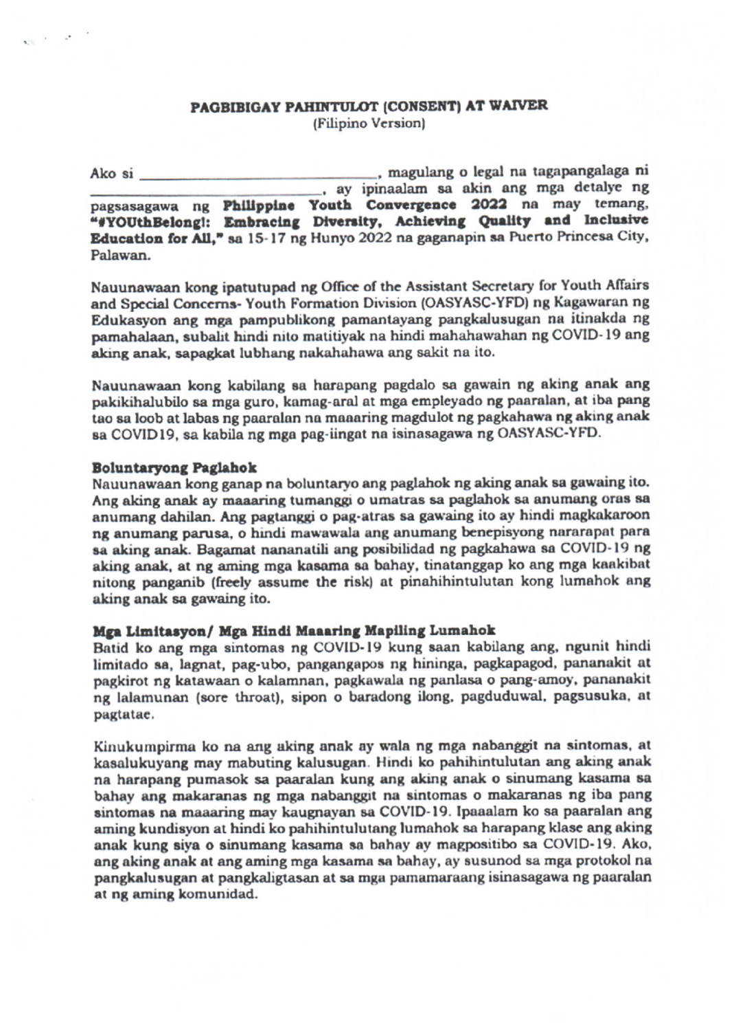**PAGBIBIGAY PAHINTULOT (CONSENT) AT WAIVER**
(Filipino Version)

Ako si ______________________________, magulang o legal na tagapangalaga ni ______________________________, ay ipinaalam sa akin ang mga detalye ng pagsasagawa ng **Philippine Youth Convergence 2022** na may temang, **"#YOUthBelong!: Embracing Diversity, Achieving Quality and Inclusive Education for All,"** sa 15-17 ng Hunyo 2022 na gaganapin sa Puerto Princesa City, Palawan.

Nauunawaan kong ipatutupad ng Office of the Assistant Secretary for Youth Affairs and Special Concerns- Youth Formation Division (OASYASC-YFD) ng Kagawaran ng Edukasyon ang mga pampublikong pamantayang pangkalusugan na itinakda ng pamahalaan, subalit hindi nito matitiyak na hindi mahahawahan ng COVID-19 ang aking anak, sapagkat lubhang nakahahawa ang sakit na ito.

Nauunawaan kong kabilang sa harapang pagdalo sa gawain ng aking anak ang pakikihalubilo sa mga guro, kamag-aral at mga empleyado ng paaralan, at iba pang tao sa loob at labas ng paaralan na maaaring magdulot ng pagkahawa ng aking anak sa COVID19, sa kabila ng mga pag-iingat na isinasagawa ng OASYASC-YFD.

**Boluntaryong Paglahok**

Nauunawaan kong ganap na boluntaryo ang paglahok ng aking anak sa gawaing ito. Ang aking anak ay maaaring tumanggi o umatras sa paglahok sa anumang oras sa anumang dahilan. Ang pagtanggi o pag-atras sa gawaing ito ay hindi magkakaroon ng anumang parusa, o hindi mawawala ang anumang benepisyong nararapat para sa aking anak. Bagamat nananatili ang posibilidad ng pagkahawa sa COVID-19 ng aking anak, at ng aming mga kasama sa bahay, tinatanggap ko ang mga kaakibat nitong panganib (freely assume the risk) at pinahihintulutan kong lumahok ang aking anak sa gawaing ito.

**Mga Limitasyon/ Mga Hindi Maaaring Mapiling Lumahok**

Batid ko ang mga sintomas ng COVID-19 kung saan kabilang ang, ngunit hindi limitado sa, lagnat, pag-ubo, pangangapos ng hininga, pagkapagod, pananakit at pagkirot ng katawaan o kalamnan, pagkawala ng panlasa o pang-amoy, pananakit ng lalamunan (sore throat), sipon o baradong ilong, pagduduwal, pagsusuka, at pagtatae.

Kinukumpirma ko na ang aking anak ay wala ng mga nabanggit na sintomas, at kasalukuyang may mabuting kalusugan. Hindi ko pahihintulutan ang aking anak na harapang pumasok sa paaralan kung ang aking anak o sinumang kasama sa bahay ang makaranas ng mga nabanggit na sintomas o makaranas ng iba pang sintomas na maaaring may kaugnayan sa COVID-19. Ipaaalam ko sa paaralan ang aming kundisyon at hindi ko pahihintulutang lumahok sa harapang klase ang aking anak kung siya o sinumang kasama sa bahay ay magpositibo sa COVID-19. Ako, ang aking anak at ang aming mga kasama sa bahay, ay susunod sa mga protokol na pangkalusugan at pangkaligtasan at sa mga pamamaraang isinasagawa ng paaralan at ng aming komunidad.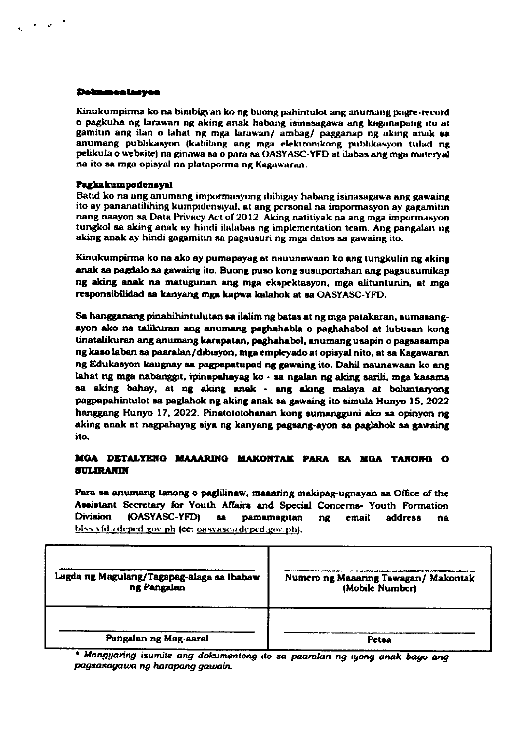**Dokumentasyon**

Kinukumpirma ko na binibigyan ko ng buong pahintulot ang anumang pagre-record o pagkuha ng larawan ng aking anak habang isinasagawa ang kaganapang ito at gamitin ang ilan o lahat ng mga larawan/ ambag/ pagganap ng aking anak sa anumang publikasyon (kabilang ang mga elektronikong publikasyon tulad ng pelikula o website) na ginawa sa o para sa OASYASC-YFD at ilabas ang mga materyal na ito sa mga opisyal na plataporma ng Kagawaran.

**Pagkakumpedensyal**

Batid ko na ang anumang impormasyong ibibigay habang isinasagawa ang gawaing ito ay pananatilihing kumpidensiyal, at ang personal na impormasyon ay gagamitin nang naayon sa Data Privacy Act of 2012. Aking natitiyak na ang mga impormasyon tungkol sa aking anak ay hindi ilalabas ng implementation team. Ang pangalan ng aking anak ay hindi gagamitin sa pagsusuri ng mga datos sa gawaing ito.

**Kinukumpirma ko na ako ay pumapayag at nauunawaan ko ang tungkulin ng aking anak sa pagdalo sa gawaing ito. Buong puso kong susuportahan ang pagsusumikap ng aking anak na matugunan ang mga ekspektasyon, mga alituntunin, at mga responsibilidad sa kanyang mga kapwa kalahok at sa OASYASC-YFD.**

**Sa hangganang pinahihintulutan sa ilalim ng batas at ng mga patakaran, sumasang-ayon ako na talikuran ang anumang paghahabla o paghahabol at lubusan kong tinatalikuran ang anumang karapatan, paghahabol, anumang usapin o pagsasampa ng kaso laban sa paaralan/dibisyon, mga empleyado at opisyal nito, at sa Kagawaran ng Edukasyon kaugnay sa pagpapatupad ng gawaing ito. Dahil naunawaan ko ang lahat ng mga nabanggit, ipinapahayag ko - sa ngalan ng aking sarili, mga kasama sa aking bahay, at ng aking anak - ang aking malaya at boluntaryong pagpapahintulot sa paglahok ng aking anak sa gawaing ito simula Hunyo 15, 2022 hanggang Hunyo 17, 2022. Pinatototohanan kong sumangguni ako sa opinyon ng aking anak at nagpahayag siya ng kanyang pagsang-ayon sa paglahok sa gawaing ito.**

## MGA DETALYENG MAAARING MAKONTAK PARA SA MGA TANONG O SULIRANIN

**Para sa anumang tanong o paglilinaw, maaaring makipag-ugnayan sa Office of the Assistant Secretary for Youth Affairs and Special Concerns- Youth Formation Division (OASYASC-YFD) sa pamamagitan ng email address na** blss.yfd@deped.gov.ph (cc: oasyasc@deped.gov.ph).

| | |
|---|---|
| Lagda ng Magulang/Tagapag-alaga sa Ibabaw ng Pangalan | Numero ng Maaaring Tawagan/ Makontak (Mobile Number) |
| Pangalan ng Mag-aaral | Petsa |

*\* Mangyaring isumite ang dokumentong ito sa paaralan ng iyong anak bago ang pagsasagawa ng harapang gawain.*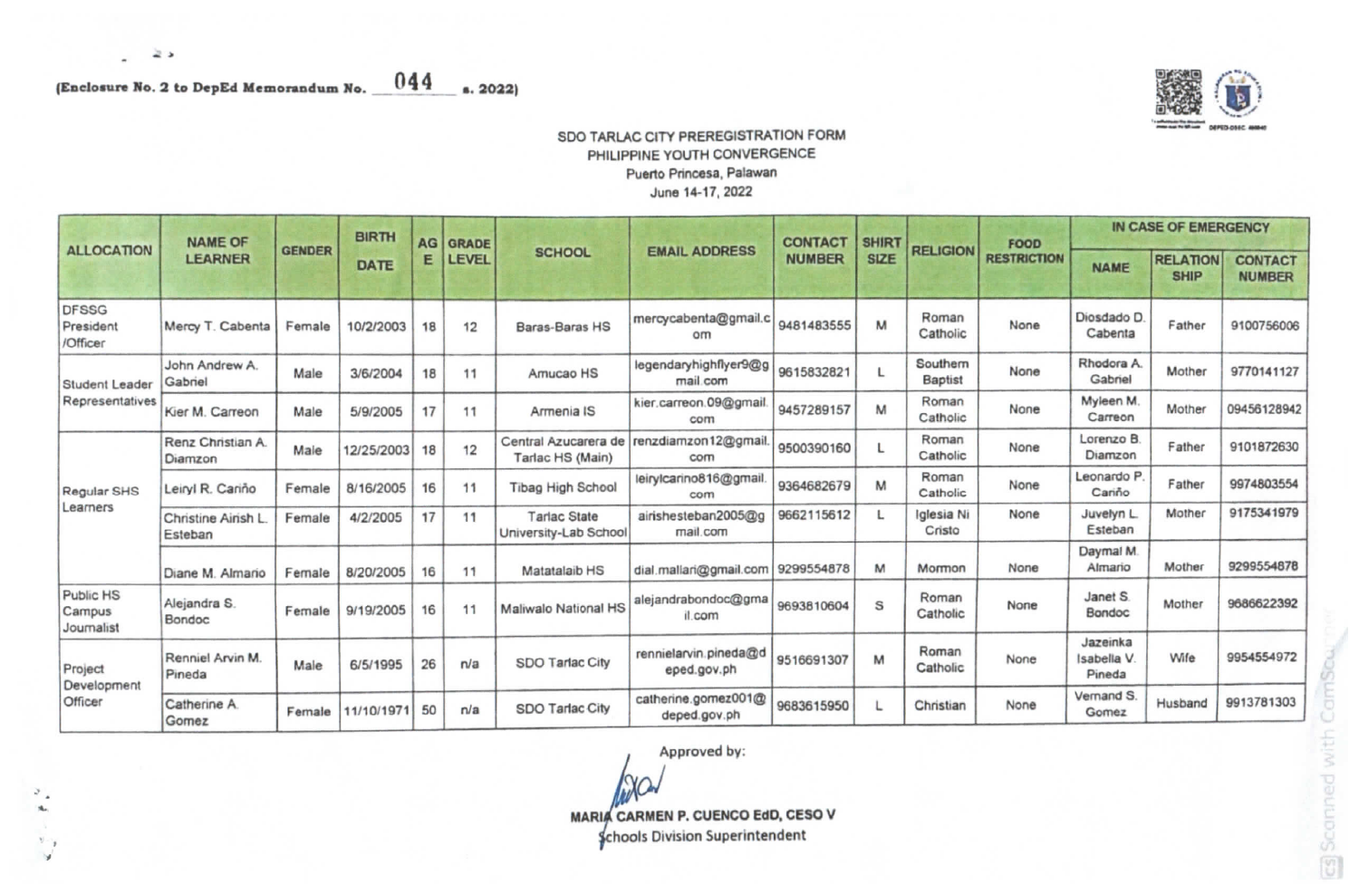(Enclosure No. 2 to DepEd Memorandum No. 044 s. 2022)

SDO TARLAC CITY PREREGISTRATION FORM
PHILIPPINE YOUTH CONVERGENCE
Puerto Princesa, Palawan
June 14-17, 2022

| ALLOCATION | NAME OF LEARNER | GENDER | BIRTH DATE | AGE | GRADE LEVEL | SCHOOL | EMAIL ADDRESS | CONTACT NUMBER | SHIRT SIZE | RELIGION | FOOD RESTRICTION | IN CASE OF EMERGENCY | | |
|---|---|---|---|---|---|---|---|---|---|---|---|---|---|---|
| | | | | | | | | | | | | NAME | RELATIONSHIP | CONTACT NUMBER |
| DFSSG President /Officer | Mercy T. Cabenta | Female | 10/2/2003 | 18 | 12 | Baras-Baras HS | mercycabenta@gmail.com | 9481483555 | M | Roman Catholic | None | Diosdado D. Cabenta | Father | 9100756006 |
| Student Leader Representatives | John Andrew A. Gabriel | Male | 3/6/2004 | 18 | 11 | Amucao HS | legendaryhighflyer9@gmail.com | 9615832821 | L | Southern Baptist | None | Rhodora A. Gabriel | Mother | 9770141127 |
| | Kier M. Carreon | Male | 5/9/2005 | 17 | 11 | Armenia IS | kier.carreon.09@gmail.com | 9457289157 | M | Roman Catholic | None | Myleen M. Carreon | Mother | 09456128942 |
| Regular SHS Learners | Renz Christian A. Diamzon | Male | 12/25/2003 | 18 | 12 | Central Azucarera de Tarlac HS (Main) | renzdiamzon12@gmail.com | 9500390160 | L | Roman Catholic | None | Lorenzo B. Diamzon | Father | 9101872630 |
| | Leiryl R. Cariño | Female | 8/16/2005 | 16 | 11 | Tibag High School | leirylcarino816@gmail.com | 9364682679 | M | Roman Catholic | None | Leonardo P. Cariño | Father | 9974803554 |
| | Christine Airish L. Esteban | Female | 4/2/2005 | 17 | 11 | Tarlac State University-Lab School | airishesteban2005@gmail.com | 9662115612 | L | Iglesia Ni Cristo | None | Juvelyn L. Esteban | Mother | 9175341979 |
| | Diane M. Almario | Female | 8/20/2005 | 16 | 11 | Matatalaib HS | dial.mallari@gmail.com | 9299554878 | M | Mormon | None | Daymal M. Almario | Mother | 9299554878 |
| Public HS Campus Journalist | Alejandra S. Bondoc | Female | 9/19/2005 | 16 | 11 | Maliwalo National HS | alejandrabondoc@gmail.com | 9693810604 | S | Roman Catholic | None | Janet S. Bondoc | Mother | 9686622392 |
| Project Development Officer | Renniel Arvin M. Pineda | Male | 6/5/1995 | 26 | n/a | SDO Tarlac City | rennielarvin.pineda@deped.gov.ph | 9516691307 | M | Roman Catholic | None | Jazeinka Isabella V. Pineda | Wife | 9954554972 |
| | Catherine A. Gomez | Female | 11/10/1971 | 50 | n/a | SDO Tarlac City | catherine.gomez001@deped.gov.ph | 9683615950 | L | Christian | None | Vernand S. Gomez | Husband | 9913781303 |

Approved by:

**MARIA CARMEN P. CUENCO EdD, CESO V**
Schools Division Superintendent